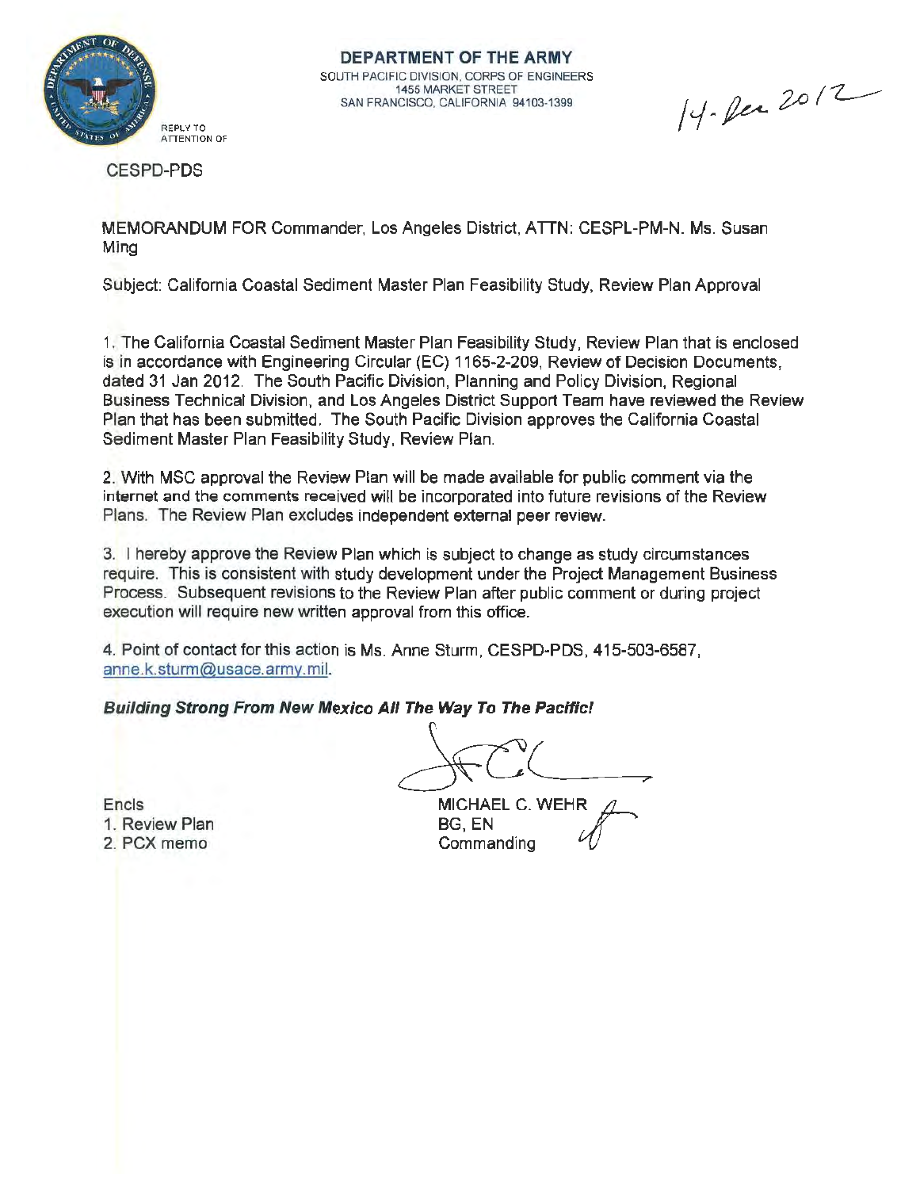**DEPARTMENT OF THE ARMY**
SOUTH PACIFIC DIVISION, CORPS OF ENGINEERS
1455 MARKET STREET
SAN FRANCISCO, CALIFORNIA 94103-1399

REPLY TO
ATTENTION OF

14-Dec 2012

CESPD-PDS

MEMORANDUM FOR Commander, Los Angeles District, ATTN: CESPL-PM-N. Ms. Susan Ming

Subject: California Coastal Sediment Master Plan Feasibility Study, Review Plan Approval

1. The California Coastal Sediment Master Plan Feasibility Study, Review Plan that is enclosed is in accordance with Engineering Circular (EC) 1165-2-209, Review of Decision Documents, dated 31 Jan 2012. The South Pacific Division, Planning and Policy Division, Regional Business Technical Division, and Los Angeles District Support Team have reviewed the Review Plan that has been submitted. The South Pacific Division approves the California Coastal Sediment Master Plan Feasibility Study, Review Plan.

2. With MSC approval the Review Plan will be made available for public comment via the internet and the comments received will be incorporated into future revisions of the Review Plans. The Review Plan excludes independent external peer review.

3. I hereby approve the Review Plan which is subject to change as study circumstances require. This is consistent with study development under the Project Management Business Process. Subsequent revisions to the Review Plan after public comment or during project execution will require new written approval from this office.

4. Point of contact for this action is Ms. Anne Sturm, CESPD-PDS, 415-503-6587, anne.k.sturm@usace.army.mil.

***Building Strong From New Mexico All The Way To The Pacific!***

Encls
1. Review Plan
2. PCX memo

MICHAEL C. WEHR
BG, EN
Commanding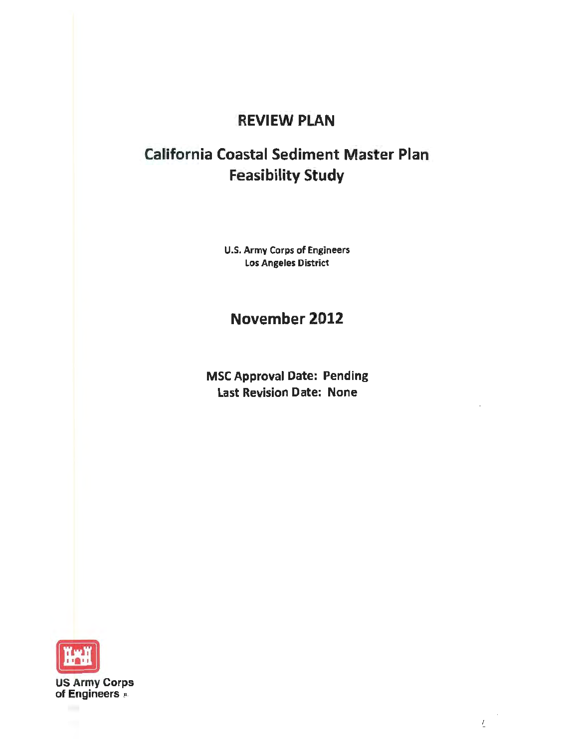# REVIEW PLAN

## California Coastal Sediment Master Plan Feasibility Study

U.S. Army Corps of Engineers
Los Angeles District

## November 2012

**MSC Approval Date: Pending**
**Last Revision Date: None**

US Army Corps of Engineers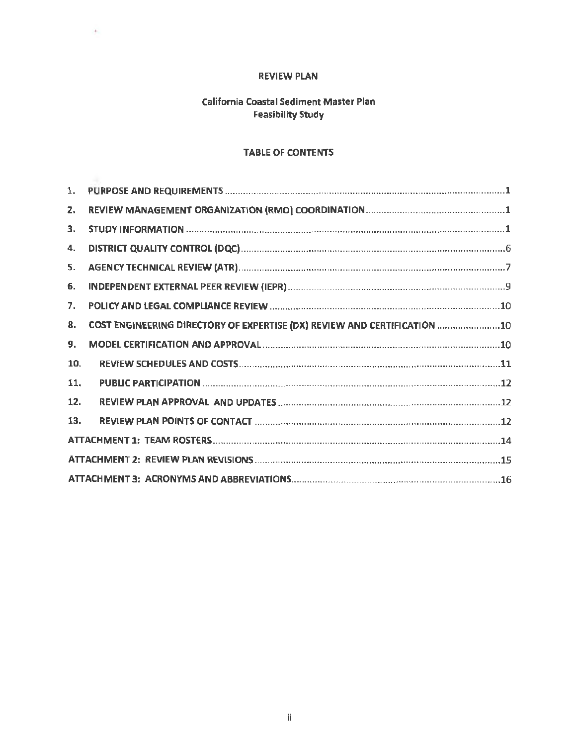**REVIEW PLAN**

**California Coastal Sediment Master Plan**
**Feasibility Study**

**TABLE OF CONTENTS**

1. PURPOSE AND REQUIREMENTS .......... 1
2. REVIEW MANAGEMENT ORGANIZATION (RMO) COORDINATION .......... 1
3. STUDY INFORMATION .......... 1
4. DISTRICT QUALITY CONTROL (DQC) .......... 6
5. AGENCY TECHNICAL REVIEW (ATR) .......... 7
6. INDEPENDENT EXTERNAL PEER REVIEW (IEPR) .......... 9
7. POLICY AND LEGAL COMPLIANCE REVIEW .......... 10
8. COST ENGINEERING DIRECTORY OF EXPERTISE (DX) REVIEW AND CERTIFICATION .......... 10
9. MODEL CERTIFICATION AND APPROVAL .......... 10
10. REVIEW SCHEDULES AND COSTS .......... 11
11. PUBLIC PARTICIPATION .......... 12
12. REVIEW PLAN APPROVAL AND UPDATES .......... 12
13. REVIEW PLAN POINTS OF CONTACT .......... 12

ATTACHMENT 1: TEAM ROSTERS .......... 14

ATTACHMENT 2: REVIEW PLAN REVISIONS .......... 15

ATTACHMENT 3: ACRONYMS AND ABBREVIATIONS .......... 16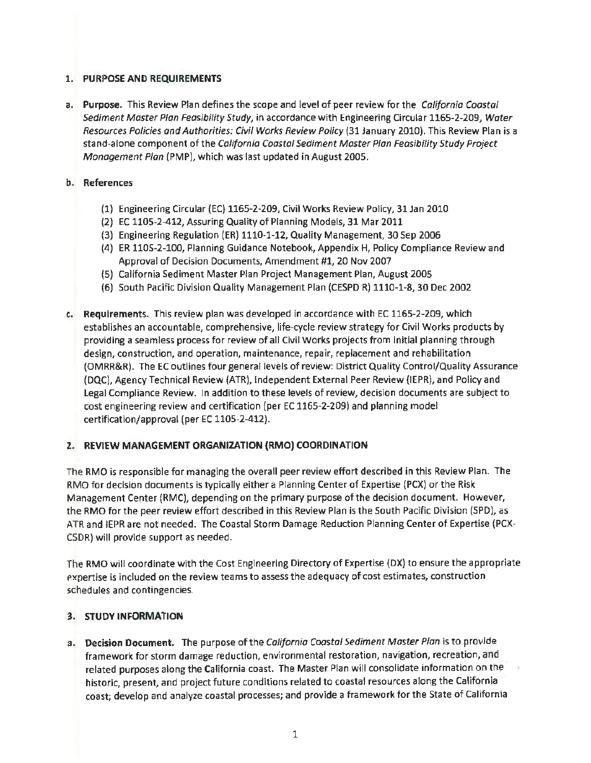## 1. PURPOSE AND REQUIREMENTS

**a. Purpose.** This Review Plan defines the scope and level of peer review for the *California Coastal Sediment Master Plan Feasibility Study*, in accordance with Engineering Circular 1165-2-209, *Water Resources Policies and Authorities: Civil Works Review Policy* (31 January 2010). This Review Plan is a stand-alone component of the *California Coastal Sediment Master Plan Feasibility Study Project Management Plan* (PMP), which was last updated in August 2005.

**b. References**

(1) Engineering Circular (EC) 1165-2-209, Civil Works Review Policy, 31 Jan 2010
(2) EC 1105-2-412, Assuring Quality of Planning Models, 31 Mar 2011
(3) Engineering Regulation (ER) 1110-1-12, Quality Management, 30 Sep 2006
(4) ER 1105-2-100, Planning Guidance Notebook, Appendix H, Policy Compliance Review and Approval of Decision Documents, Amendment #1, 20 Nov 2007
(5) California Sediment Master Plan Project Management Plan, August 2005
(6) South Pacific Division Quality Management Plan (CESPD R) 1110-1-8, 30 Dec 2002

**c. Requirements.** This review plan was developed in accordance with EC 1165-2-209, which establishes an accountable, comprehensive, life-cycle review strategy for Civil Works products by providing a seamless process for review of all Civil Works projects from initial planning through design, construction, and operation, maintenance, repair, replacement and rehabilitation (OMRR&R). The EC outlines four general levels of review: District Quality Control/Quality Assurance (DQC), Agency Technical Review (ATR), Independent External Peer Review (IEPR), and Policy and Legal Compliance Review. In addition to these levels of review, decision documents are subject to cost engineering review and certification (per EC 1165-2-209) and planning model certification/approval (per EC 1105-2-412).

## 2. REVIEW MANAGEMENT ORGANIZATION (RMO) COORDINATION

The RMO is responsible for managing the overall peer review effort described in this Review Plan. The RMO for decision documents is typically either a Planning Center of Expertise (PCX) or the Risk Management Center (RMC), depending on the primary purpose of the decision document. However, the RMO for the peer review effort described in this Review Plan is the South Pacific Division (SPD), as ATR and IEPR are not needed. The Coastal Storm Damage Reduction Planning Center of Expertise (PCX-CSDR) will provide support as needed.

The RMO will coordinate with the Cost Engineering Directory of Expertise (DX) to ensure the appropriate expertise is included on the review teams to assess the adequacy of cost estimates, construction schedules and contingencies.

## 3. STUDY INFORMATION

**a. Decision Document.** The purpose of the *California Coastal Sediment Master Plan* is to provide framework for storm damage reduction, environmental restoration, navigation, recreation, and related purposes along the California coast. The Master Plan will consolidate information on the historic, present, and project future conditions related to coastal resources along the California coast; develop and analyze coastal processes; and provide a framework for the State of California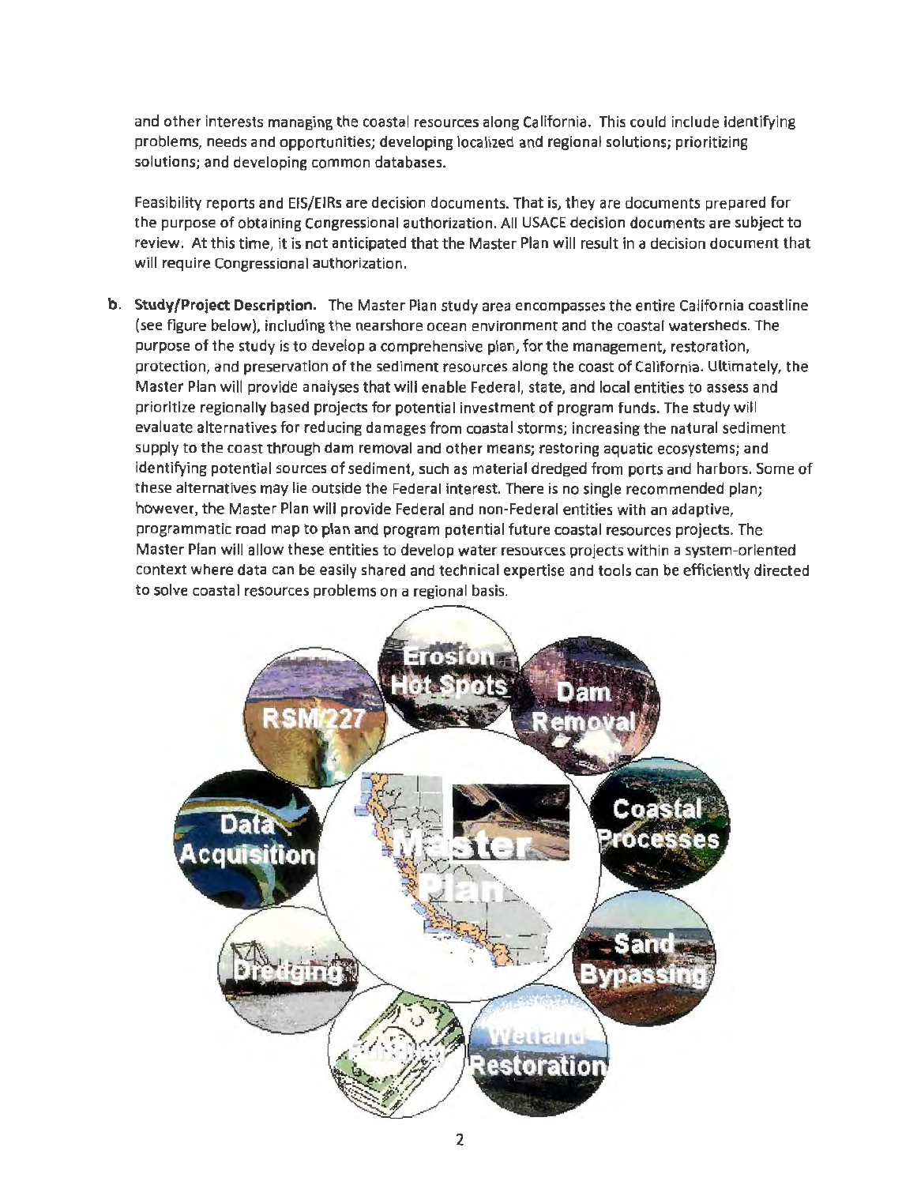and other interests managing the coastal resources along California. This could include identifying problems, needs and opportunities; developing localized and regional solutions; prioritizing solutions; and developing common databases.

Feasibility reports and EIS/EIRs are decision documents. That is, they are documents prepared for the purpose of obtaining Congressional authorization. All USACE decision documents are subject to review. At this time, it is not anticipated that the Master Plan will result in a decision document that will require Congressional authorization.

**b. Study/Project Description.** The Master Plan study area encompasses the entire California coastline (see figure below), including the nearshore ocean environment and the coastal watersheds. The purpose of the study is to develop a comprehensive plan, for the management, restoration, protection, and preservation of the sediment resources along the coast of California. Ultimately, the Master Plan will provide analyses that will enable Federal, state, and local entities to assess and prioritize regionally based projects for potential investment of program funds. The study will evaluate alternatives for reducing damages from coastal storms; increasing the natural sediment supply to the coast through dam removal and other means; restoring aquatic ecosystems; and identifying potential sources of sediment, such as material dredged from ports and harbors. Some of these alternatives may lie outside the Federal interest. There is no single recommended plan; however, the Master Plan will provide Federal and non-Federal entities with an adaptive, programmatic road map to plan and program potential future coastal resources projects. The Master Plan will allow these entities to develop water resources projects within a system-oriented context where data can be easily shared and technical expertise and tools can be efficiently directed to solve coastal resources problems on a regional basis.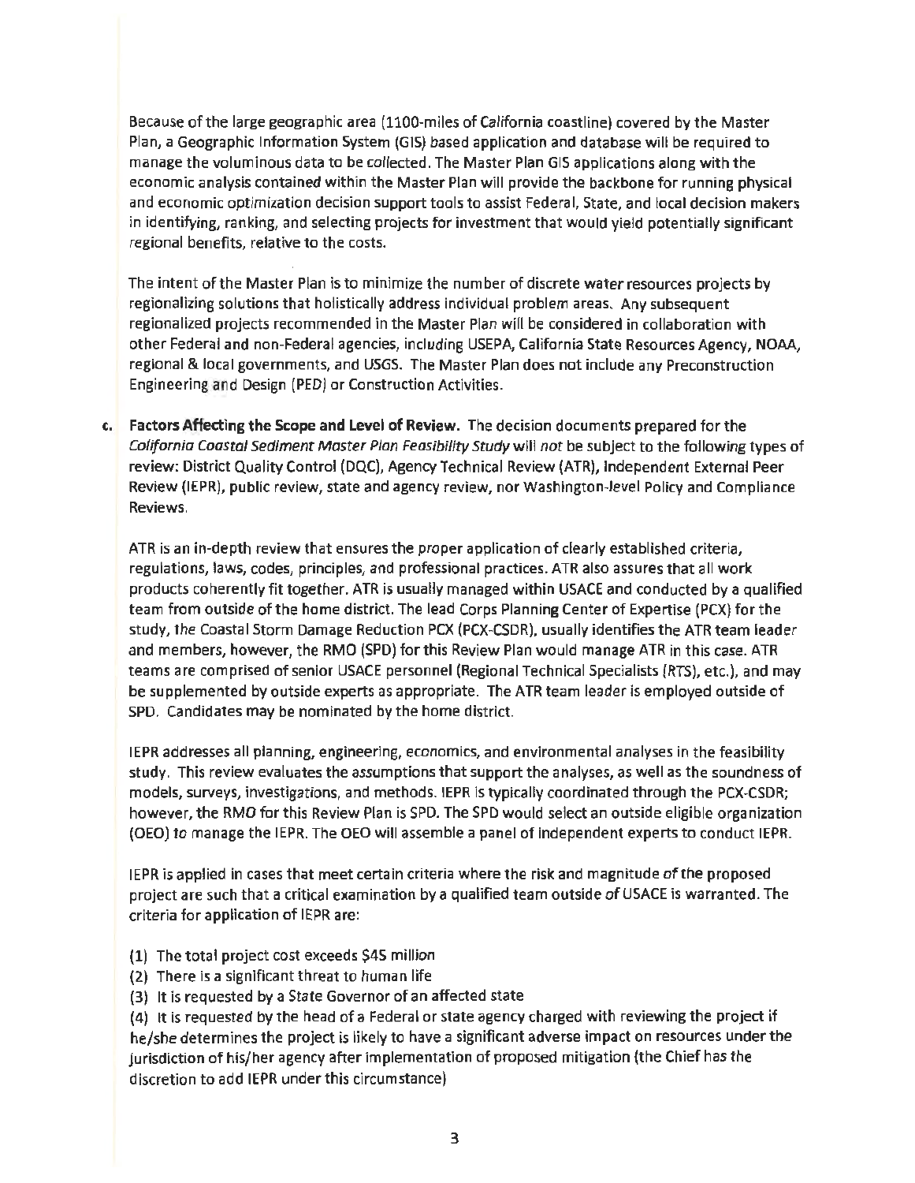Because of the large geographic area (1100-miles of California coastline) covered by the Master Plan, a Geographic Information System (GIS) based application and database will be required to manage the voluminous data to be collected. The Master Plan GIS applications along with the economic analysis contained within the Master Plan will provide the backbone for running physical and economic optimization decision support tools to assist Federal, State, and local decision makers in identifying, ranking, and selecting projects for investment that would yield potentially significant regional benefits, relative to the costs.

The intent of the Master Plan is to minimize the number of discrete water resources projects by regionalizing solutions that holistically address individual problem areas. Any subsequent regionalized projects recommended in the Master Plan will be considered in collaboration with other Federal and non-Federal agencies, including USEPA, California State Resources Agency, NOAA, regional & local governments, and USGS. The Master Plan does not include any Preconstruction Engineering and Design (PED) or Construction Activities.

**c. Factors Affecting the Scope and Level of Review.** The decision documents prepared for the *California Coastal Sediment Master Plan Feasibility Study* will *not* be subject to the following types of review: District Quality Control (DQC), Agency Technical Review (ATR), Independent External Peer Review (IEPR), public review, state and agency review, nor Washington-level Policy and Compliance Reviews.

ATR is an in-depth review that ensures the proper application of clearly established criteria, regulations, laws, codes, principles, and professional practices. ATR also assures that all work products coherently fit together. ATR is usually managed within USACE and conducted by a qualified team from outside of the home district. The lead Corps Planning Center of Expertise (PCX) for the study, the Coastal Storm Damage Reduction PCX (PCX-CSDR), usually identifies the ATR team leader and members, however, the RMO (SPD) for this Review Plan would manage ATR in this case. ATR teams are comprised of senior USACE personnel (Regional Technical Specialists (RTS), etc.), and may be supplemented by outside experts as appropriate. The ATR team leader is employed outside of SPD. Candidates may be nominated by the home district.

IEPR addresses all planning, engineering, economics, and environmental analyses in the feasibility study. This review evaluates the assumptions that support the analyses, as well as the soundness of models, surveys, investigations, and methods. IEPR is typically coordinated through the PCX-CSDR; however, the RMO for this Review Plan is SPD. The SPD would select an outside eligible organization (OEO) to manage the IEPR. The OEO will assemble a panel of independent experts to conduct IEPR.

IEPR is applied in cases that meet certain criteria where the risk and magnitude of the proposed project are such that a critical examination by a qualified team outside of USACE is warranted. The criteria for application of IEPR are:

(1) The total project cost exceeds $45 million
(2) There is a significant threat to human life
(3) It is requested by a State Governor of an affected state
(4) It is requested by the head of a Federal or state agency charged with reviewing the project if he/she determines the project is likely to have a significant adverse impact on resources under the jurisdiction of his/her agency after implementation of proposed mitigation (the Chief has the discretion to add IEPR under this circumstance)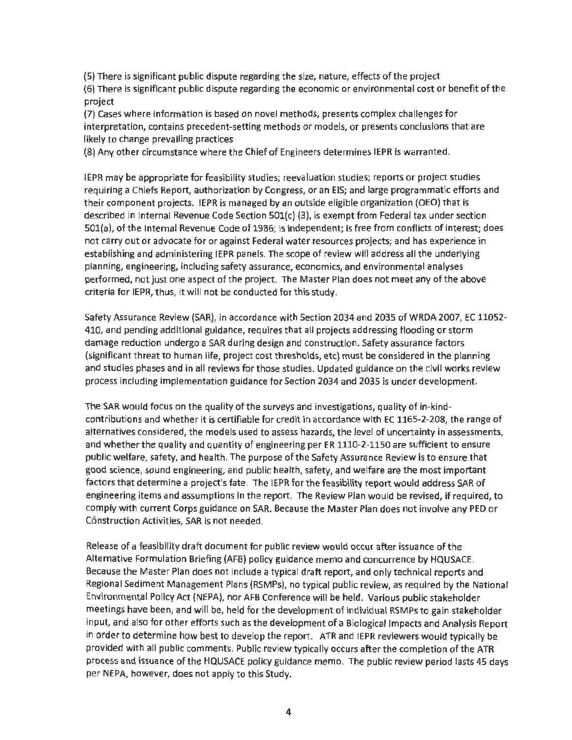(5) There is significant public dispute regarding the size, nature, effects of the project
(6) There is significant public dispute regarding the economic or environmental cost or benefit of the project
(7) Cases where information is based on novel methods, presents complex challenges for interpretation, contains precedent-setting methods or models, or presents conclusions that are likely to change prevailing practices
(8) Any other circumstance where the Chief of Engineers determines IEPR is warranted.

IEPR may be appropriate for feasibility studies; reevaluation studies; reports or project studies requiring a Chiefs Report, authorization by Congress, or an EIS; and large programmatic efforts and their component projects. IEPR is managed by an outside eligible organization (OEO) that is described in Internal Revenue Code Section 501(c) (3), is exempt from Federal tax under section 501(a), of the Internal Revenue Code of 1986; is independent; is free from conflicts of interest; does not carry out or advocate for or against Federal water resources projects; and has experience in establishing and administering IEPR panels. The scope of review will address all the underlying planning, engineering, including safety assurance, economics, and environmental analyses performed, not just one aspect of the project. The Master Plan does not meet any of the above criteria for IEPR, thus, it will not be conducted for this study.

Safety Assurance Review (SAR), in accordance with Section 2034 and 2035 of WRDA 2007, EC 11052-410, and pending additional guidance, requires that all projects addressing flooding or storm damage reduction undergo a SAR during design and construction. Safety assurance factors (significant threat to human life, project cost thresholds, etc) must be considered in the planning and studies phases and in all reviews for those studies. Updated guidance on the civil works review process including implementation guidance for Section 2034 and 2035 is under development.

The SAR would focus on the quality of the surveys and investigations, quality of in-kind-contributions and whether it is certifiable for credit in accordance with EC 1165-2-208, the range of alternatives considered, the models used to assess hazards, the level of uncertainty in assessments, and whether the quality and quantity of engineering per ER 1110-2-1150 are sufficient to ensure public welfare, safety, and health. The purpose of the Safety Assurance Review is to ensure that good science, sound engineering, and public health, safety, and welfare are the most important factors that determine a project's fate. The IEPR for the feasibility report would address SAR of engineering items and assumptions in the report. The Review Plan would be revised, if required, to comply with current Corps guidance on SAR. Because the Master Plan does not involve any PED or Construction Activities, SAR is not needed.

Release of a feasibility draft document for public review would occur after issuance of the Alternative Formulation Briefing (AFB) policy guidance memo and concurrence by HQUSACE. Because the Master Plan does not include a typical draft report, and only technical reports and Regional Sediment Management Plans (RSMPs), no typical public review, as required by the National Environmental Policy Act (NEPA), nor AFB Conference will be held. Various public stakeholder meetings have been, and will be, held for the development of individual RSMPs to gain stakeholder input, and also for other efforts such as the development of a Biological Impacts and Analysis Report in order to determine how best to develop the report. ATR and IEPR reviewers would typically be provided with all public comments. Public review typically occurs after the completion of the ATR process and issuance of the HQUSACE policy guidance memo. The public review period lasts 45 days per NEPA, however, does not apply to this Study.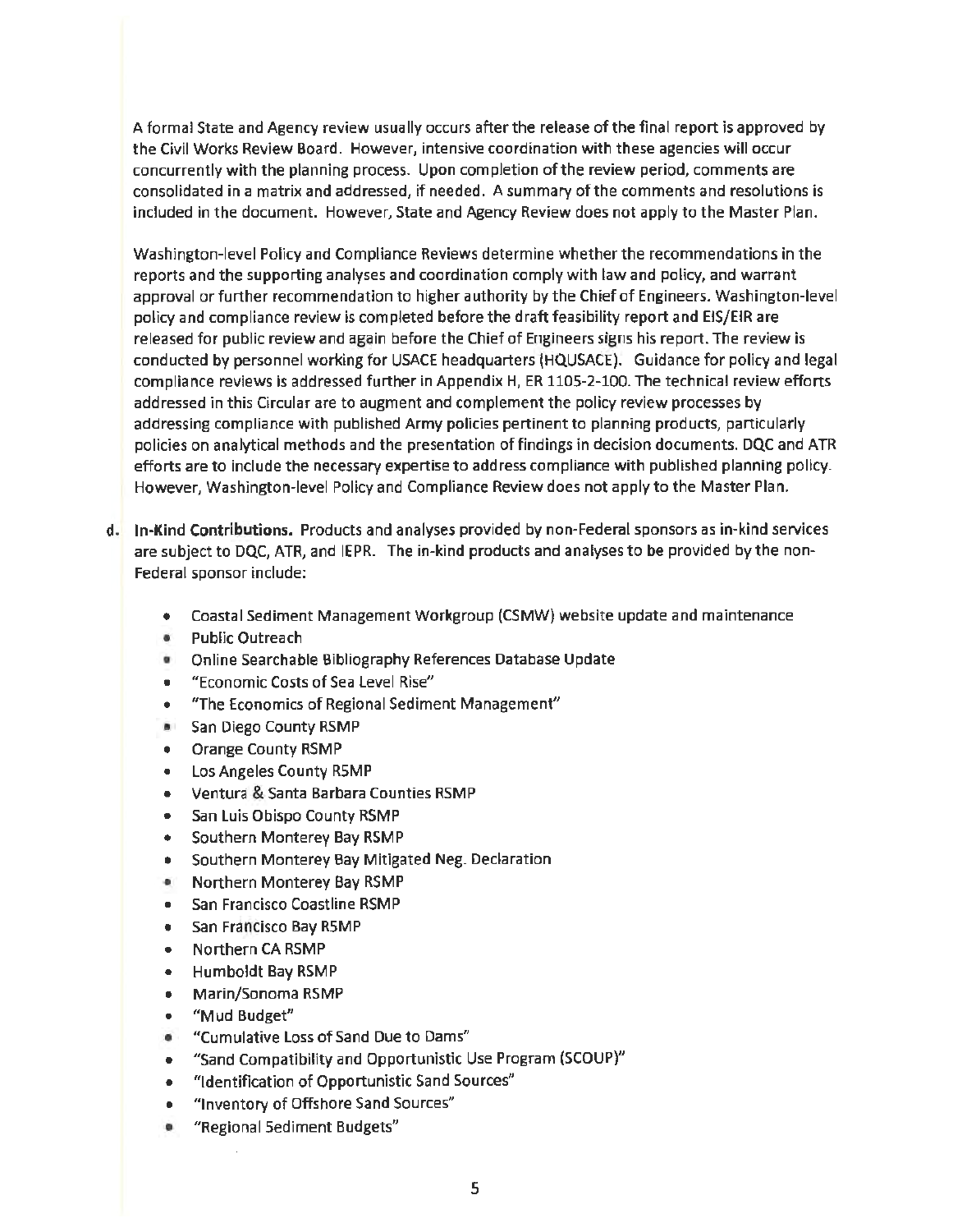A formal State and Agency review usually occurs after the release of the final report is approved by the Civil Works Review Board. However, intensive coordination with these agencies will occur concurrently with the planning process. Upon completion of the review period, comments are consolidated in a matrix and addressed, if needed. A summary of the comments and resolutions is included in the document. However, State and Agency Review does not apply to the Master Plan.

Washington-level Policy and Compliance Reviews determine whether the recommendations in the reports and the supporting analyses and coordination comply with law and policy, and warrant approval or further recommendation to higher authority by the Chief of Engineers. Washington-level policy and compliance review is completed before the draft feasibility report and EIS/EIR are released for public review and again before the Chief of Engineers signs his report. The review is conducted by personnel working for USACE headquarters (HQUSACE). Guidance for policy and legal compliance reviews is addressed further in Appendix H, ER 1105-2-100. The technical review efforts addressed in this Circular are to augment and complement the policy review processes by addressing compliance with published Army policies pertinent to planning products, particularly policies on analytical methods and the presentation of findings in decision documents. DQC and ATR efforts are to include the necessary expertise to address compliance with published planning policy. However, Washington-level Policy and Compliance Review does not apply to the Master Plan.

d. **In-Kind Contributions.** Products and analyses provided by non-Federal sponsors as in-kind services are subject to DQC, ATR, and IEPR. The in-kind products and analyses to be provided by the non-Federal sponsor include:

- Coastal Sediment Management Workgroup (CSMW) website update and maintenance
- Public Outreach
- Online Searchable Bibliography References Database Update
- "Economic Costs of Sea Level Rise"
- "The Economics of Regional Sediment Management"
- San Diego County RSMP
- Orange County RSMP
- Los Angeles County RSMP
- Ventura & Santa Barbara Counties RSMP
- San Luis Obispo County RSMP
- Southern Monterey Bay RSMP
- Southern Monterey Bay Mitigated Neg. Declaration
- Northern Monterey Bay RSMP
- San Francisco Coastline RSMP
- San Francisco Bay RSMP
- Northern CA RSMP
- Humboldt Bay RSMP
- Marin/Sonoma RSMP
- "Mud Budget"
- "Cumulative Loss of Sand Due to Dams"
- "Sand Compatibility and Opportunistic Use Program (SCOUP)"
- "Identification of Opportunistic Sand Sources"
- "Inventory of Offshore Sand Sources"
- "Regional Sediment Budgets"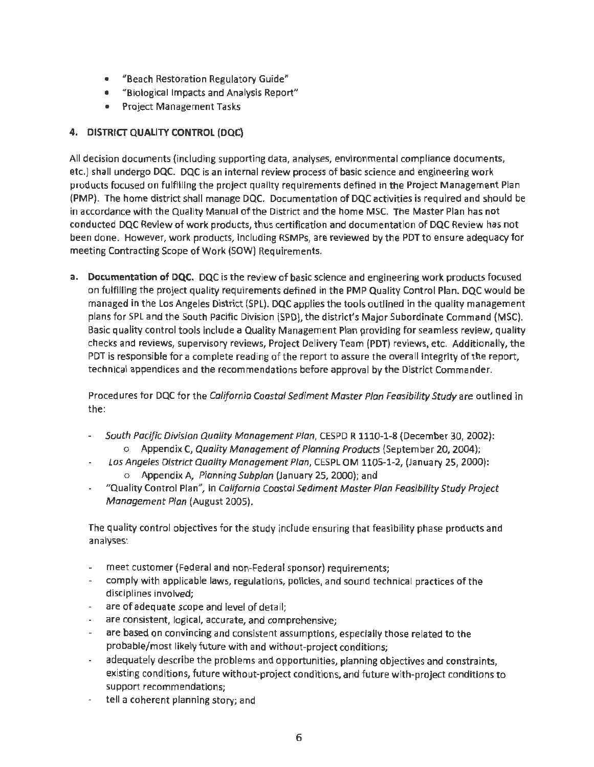- "Beach Restoration Regulatory Guide"
- "Biological Impacts and Analysis Report"
- Project Management Tasks

## 4. DISTRICT QUALITY CONTROL (DQC)

All decision documents (including supporting data, analyses, environmental compliance documents, etc.) shall undergo DQC. DQC is an internal review process of basic science and engineering work products focused on fulfilling the project quality requirements defined in the Project Management Plan (PMP). The home district shall manage DQC. Documentation of DQC activities is required and should be in accordance with the Quality Manual of the District and the home MSC. The Master Plan has not conducted DQC Review of work products, thus certification and documentation of DQC Review has not been done. However, work products, including RSMPs, are reviewed by the PDT to ensure adequacy for meeting Contracting Scope of Work (SOW) Requirements.

a. **Documentation of DQC.** DQC is the review of basic science and engineering work products focused on fulfilling the project quality requirements defined in the PMP Quality Control Plan. DQC would be managed in the Los Angeles District (SPL). DQC applies the tools outlined in the quality management plans for SPL and the South Pacific Division (SPD), the district's Major Subordinate Command (MSC). Basic quality control tools include a Quality Management Plan providing for seamless review, quality checks and reviews, supervisory reviews, Project Delivery Team (PDT) reviews, etc. Additionally, the PDT is responsible for a complete reading of the report to assure the overall integrity of the report, technical appendices and the recommendations before approval by the District Commander.

   Procedures for DQC for the *California Coastal Sediment Master Plan Feasibility Study* are outlined in the:

   - *South Pacific Division Quality Management Plan*, CESPD R 1110-1-8 (December 30, 2002):
     - Appendix C, *Quality Management of Planning Products* (September 20, 2004);
   - *Los Angeles District Quality Management Plan*, CESPL OM 1105-1-2, (January 25, 2000):
     - Appendix A, *Planning Subplan* (January 25, 2000); and
   - "Quality Control Plan", in *California Coastal Sediment Master Plan Feasibility Study Project Management Plan* (August 2005).

   The quality control objectives for the study include ensuring that feasibility phase products and analyses:

   - meet customer (Federal and non-Federal sponsor) requirements;
   - comply with applicable laws, regulations, policies, and sound technical practices of the disciplines involved;
   - are of adequate scope and level of detail;
   - are consistent, logical, accurate, and comprehensive;
   - are based on convincing and consistent assumptions, especially those related to the probable/most likely future with and without-project conditions;
   - adequately describe the problems and opportunities, planning objectives and constraints, existing conditions, future without-project conditions, and future with-project conditions to support recommendations;
   - tell a coherent planning story; and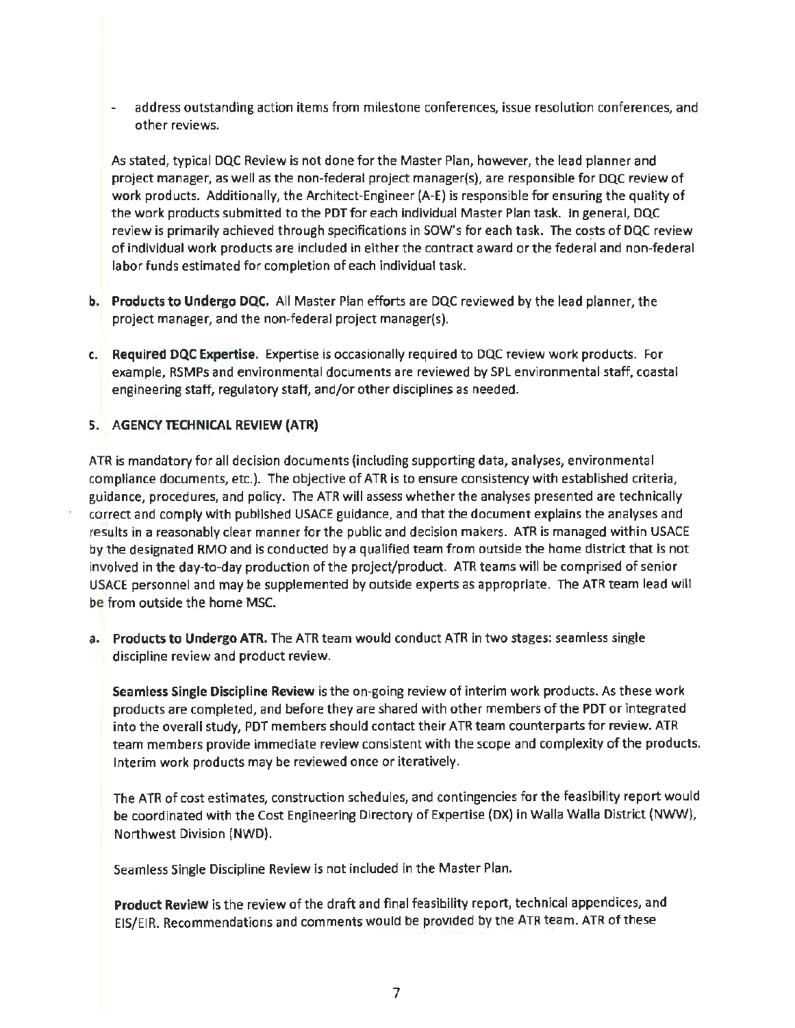- address outstanding action items from milestone conferences, issue resolution conferences, and other reviews.

As stated, typical DQC Review is not done for the Master Plan, however, the lead planner and project manager, as well as the non-federal project manager(s), are responsible for DQC review of work products. Additionally, the Architect-Engineer (A-E) is responsible for ensuring the quality of the work products submitted to the PDT for each individual Master Plan task. In general, DQC review is primarily achieved through specifications in SOW's for each task. The costs of DQC review of individual work products are included in either the contract award or the federal and non-federal labor funds estimated for completion of each individual task.

**b. Products to Undergo DQC.** All Master Plan efforts are DQC reviewed by the lead planner, the project manager, and the non-federal project manager(s).

**c. Required DQC Expertise.** Expertise is occasionally required to DQC review work products. For example, RSMPs and environmental documents are reviewed by SPL environmental staff, coastal engineering staff, regulatory staff, and/or other disciplines as needed.

## 5. AGENCY TECHNICAL REVIEW (ATR)

ATR is mandatory for all decision documents (including supporting data, analyses, environmental compliance documents, etc.). The objective of ATR is to ensure consistency with established criteria, guidance, procedures, and policy. The ATR will assess whether the analyses presented are technically correct and comply with published USACE guidance, and that the document explains the analyses and results in a reasonably clear manner for the public and decision makers. ATR is managed within USACE by the designated RMO and is conducted by a qualified team from outside the home district that is not involved in the day-to-day production of the project/product. ATR teams will be comprised of senior USACE personnel and may be supplemented by outside experts as appropriate. The ATR team lead will be from outside the home MSC.

**a. Products to Undergo ATR.** The ATR team would conduct ATR in two stages: seamless single discipline review and product review.

**Seamless Single Discipline Review** is the on-going review of interim work products. As these work products are completed, and before they are shared with other members of the PDT or integrated into the overall study, PDT members should contact their ATR team counterparts for review. ATR team members provide immediate review consistent with the scope and complexity of the products. Interim work products may be reviewed once or iteratively.

The ATR of cost estimates, construction schedules, and contingencies for the feasibility report would be coordinated with the Cost Engineering Directory of Expertise (DX) in Walla Walla District (NWW), Northwest Division (NWD).

Seamless Single Discipline Review is not included in the Master Plan.

**Product Review** is the review of the draft and final feasibility report, technical appendices, and EIS/EIR. Recommendations and comments would be provided by the ATR team. ATR of these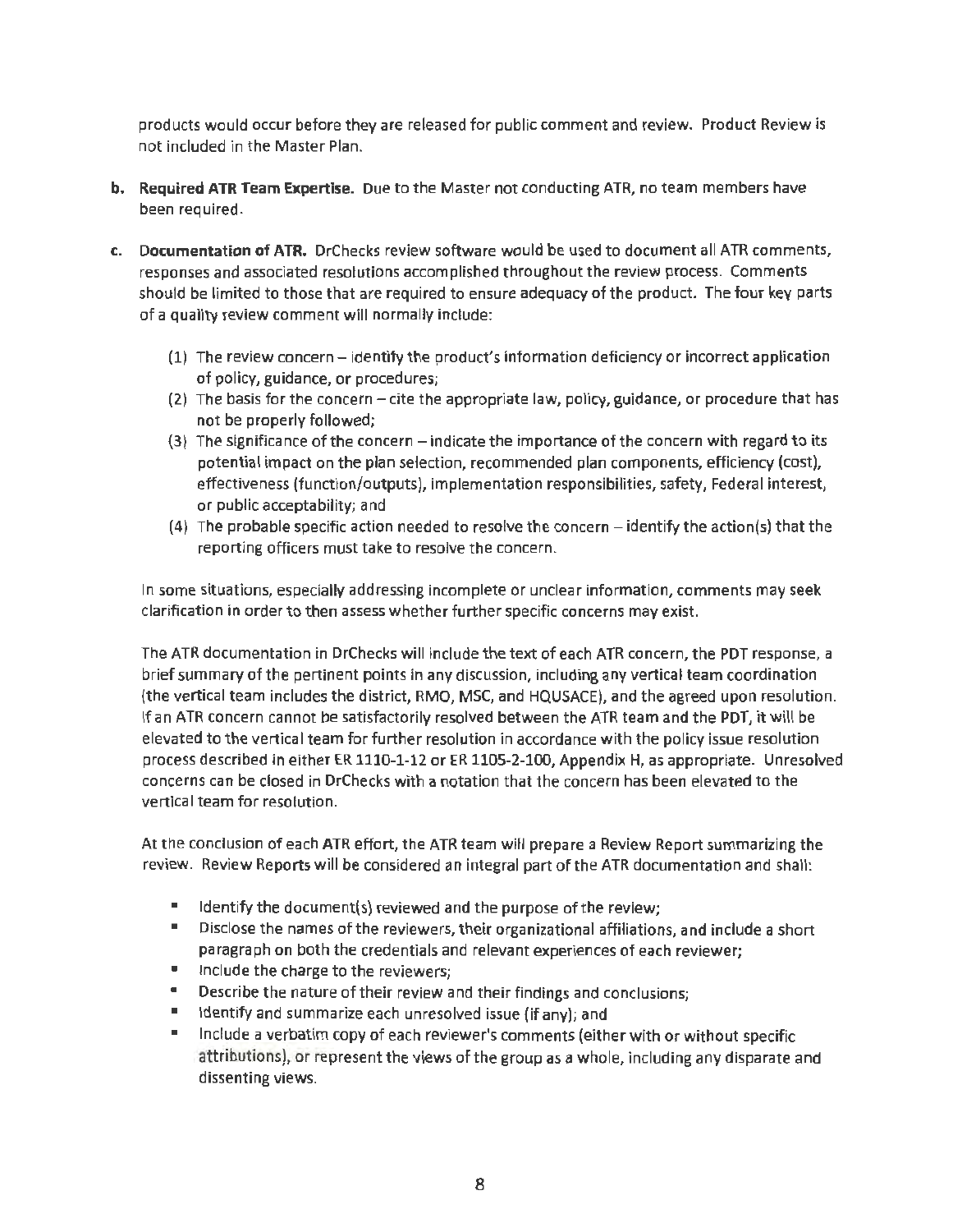products would occur before they are released for public comment and review. Product Review is not included in the Master Plan.

**b. Required ATR Team Expertise.** Due to the Master not conducting ATR, no team members have been required.

**c. Documentation of ATR.** DrChecks review software would be used to document all ATR comments, responses and associated resolutions accomplished throughout the review process. Comments should be limited to those that are required to ensure adequacy of the product. The four key parts of a quality review comment will normally include:

(1) The review concern – identify the product's information deficiency or incorrect application of policy, guidance, or procedures;

(2) The basis for the concern – cite the appropriate law, policy, guidance, or procedure that has not be properly followed;

(3) The significance of the concern – indicate the importance of the concern with regard to its potential impact on the plan selection, recommended plan components, efficiency (cost), effectiveness (function/outputs), implementation responsibilities, safety, Federal interest, or public acceptability; and

(4) The probable specific action needed to resolve the concern – identify the action(s) that the reporting officers must take to resolve the concern.

In some situations, especially addressing incomplete or unclear information, comments may seek clarification in order to then assess whether further specific concerns may exist.

The ATR documentation in DrChecks will include the text of each ATR concern, the PDT response, a brief summary of the pertinent points in any discussion, including any vertical team coordination (the vertical team includes the district, RMO, MSC, and HQUSACE), and the agreed upon resolution. If an ATR concern cannot be satisfactorily resolved between the ATR team and the PDT, it will be elevated to the vertical team for further resolution in accordance with the policy issue resolution process described in either ER 1110-1-12 or ER 1105-2-100, Appendix H, as appropriate. Unresolved concerns can be closed in DrChecks with a notation that the concern has been elevated to the vertical team for resolution.

At the conclusion of each ATR effort, the ATR team will prepare a Review Report summarizing the review. Review Reports will be considered an integral part of the ATR documentation and shall:

- Identify the document(s) reviewed and the purpose of the review;
- Disclose the names of the reviewers, their organizational affiliations, and include a short paragraph on both the credentials and relevant experiences of each reviewer;
- Include the charge to the reviewers;
- Describe the nature of their review and their findings and conclusions;
- Identify and summarize each unresolved issue (if any); and
- Include a verbatim copy of each reviewer's comments (either with or without specific attributions), or represent the views of the group as a whole, including any disparate and dissenting views.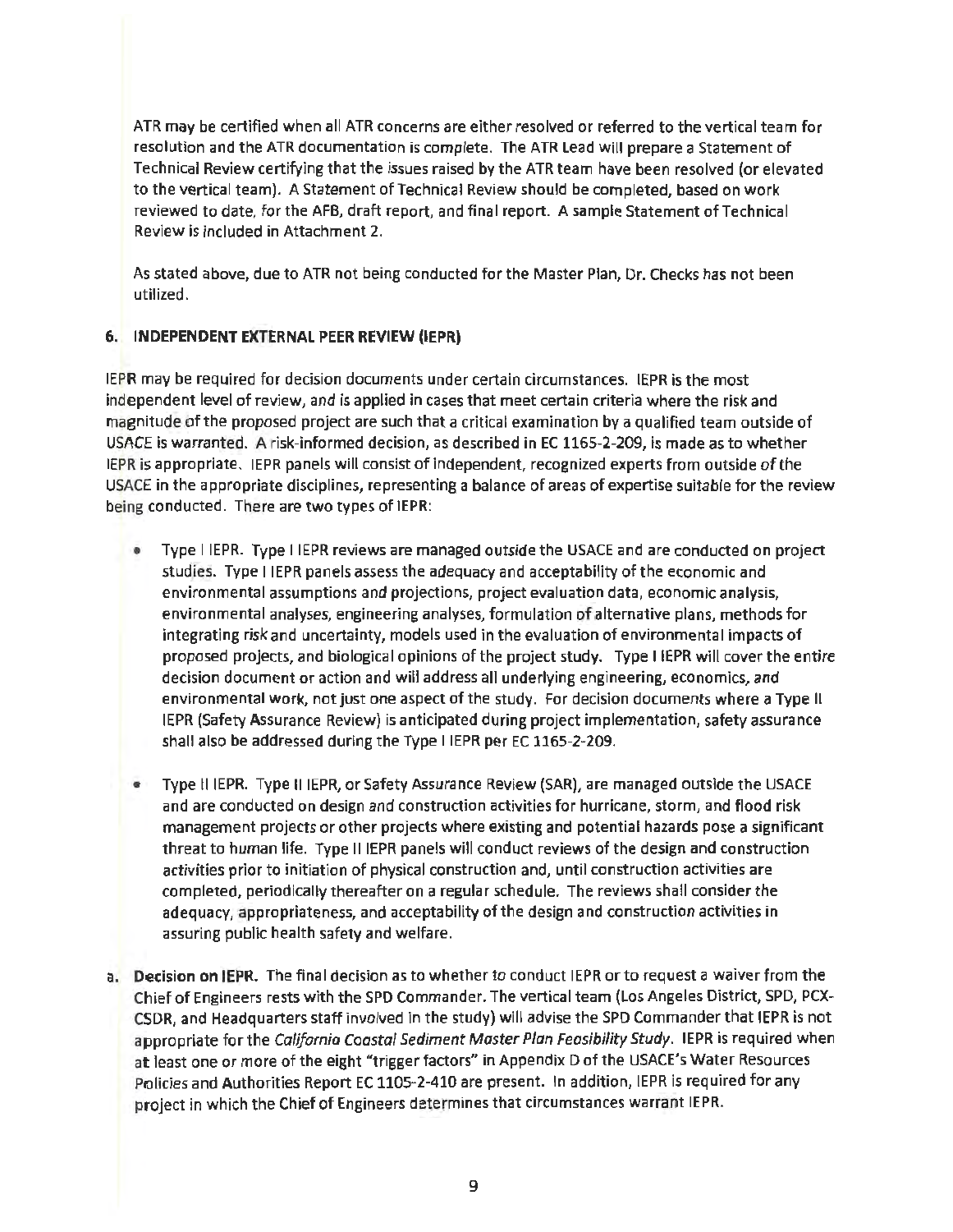ATR may be certified when all ATR concerns are either resolved or referred to the vertical team for resolution and the ATR documentation is complete. The ATR Lead will prepare a Statement of Technical Review certifying that the issues raised by the ATR team have been resolved (or elevated to the vertical team). A Statement of Technical Review should be completed, based on work reviewed to date, for the AFB, draft report, and final report. A sample Statement of Technical Review is included in Attachment 2.

As stated above, due to ATR not being conducted for the Master Plan, Dr. Checks has not been utilized.

## 6. INDEPENDENT EXTERNAL PEER REVIEW (IEPR)

IEPR may be required for decision documents under certain circumstances. IEPR is the most independent level of review, and is applied in cases that meet certain criteria where the risk and magnitude of the proposed project are such that a critical examination by a qualified team outside of USACE is warranted. A risk-informed decision, as described in EC 1165-2-209, is made as to whether IEPR is appropriate. IEPR panels will consist of independent, recognized experts from outside of the USACE in the appropriate disciplines, representing a balance of areas of expertise suitable for the review being conducted. There are two types of IEPR:

- Type I IEPR. Type I IEPR reviews are managed outside the USACE and are conducted on project studies. Type I IEPR panels assess the adequacy and acceptability of the economic and environmental assumptions and projections, project evaluation data, economic analysis, environmental analyses, engineering analyses, formulation of alternative plans, methods for integrating risk and uncertainty, models used in the evaluation of environmental impacts of proposed projects, and biological opinions of the project study. Type I IEPR will cover the entire decision document or action and will address all underlying engineering, economics, and environmental work, not just one aspect of the study. For decision documents where a Type II IEPR (Safety Assurance Review) is anticipated during project implementation, safety assurance shall also be addressed during the Type I IEPR per EC 1165-2-209.

- Type II IEPR. Type II IEPR, or Safety Assurance Review (SAR), are managed outside the USACE and are conducted on design and construction activities for hurricane, storm, and flood risk management projects or other projects where existing and potential hazards pose a significant threat to human life. Type II IEPR panels will conduct reviews of the design and construction activities prior to initiation of physical construction and, until construction activities are completed, periodically thereafter on a regular schedule. The reviews shall consider the adequacy, appropriateness, and acceptability of the design and construction activities in assuring public health safety and welfare.

a. **Decision on IEPR.** The final decision as to whether to conduct IEPR or to request a waiver from the Chief of Engineers rests with the SPD Commander. The vertical team (Los Angeles District, SPD, PCX-CSDR, and Headquarters staff involved in the study) will advise the SPD Commander that IEPR is not appropriate for the *California Coastal Sediment Master Plan Feasibility Study*. IEPR is required when at least one or more of the eight "trigger factors" in Appendix D of the USACE's Water Resources Policies and Authorities Report EC 1105-2-410 are present. In addition, IEPR is required for any project in which the Chief of Engineers determines that circumstances warrant IEPR.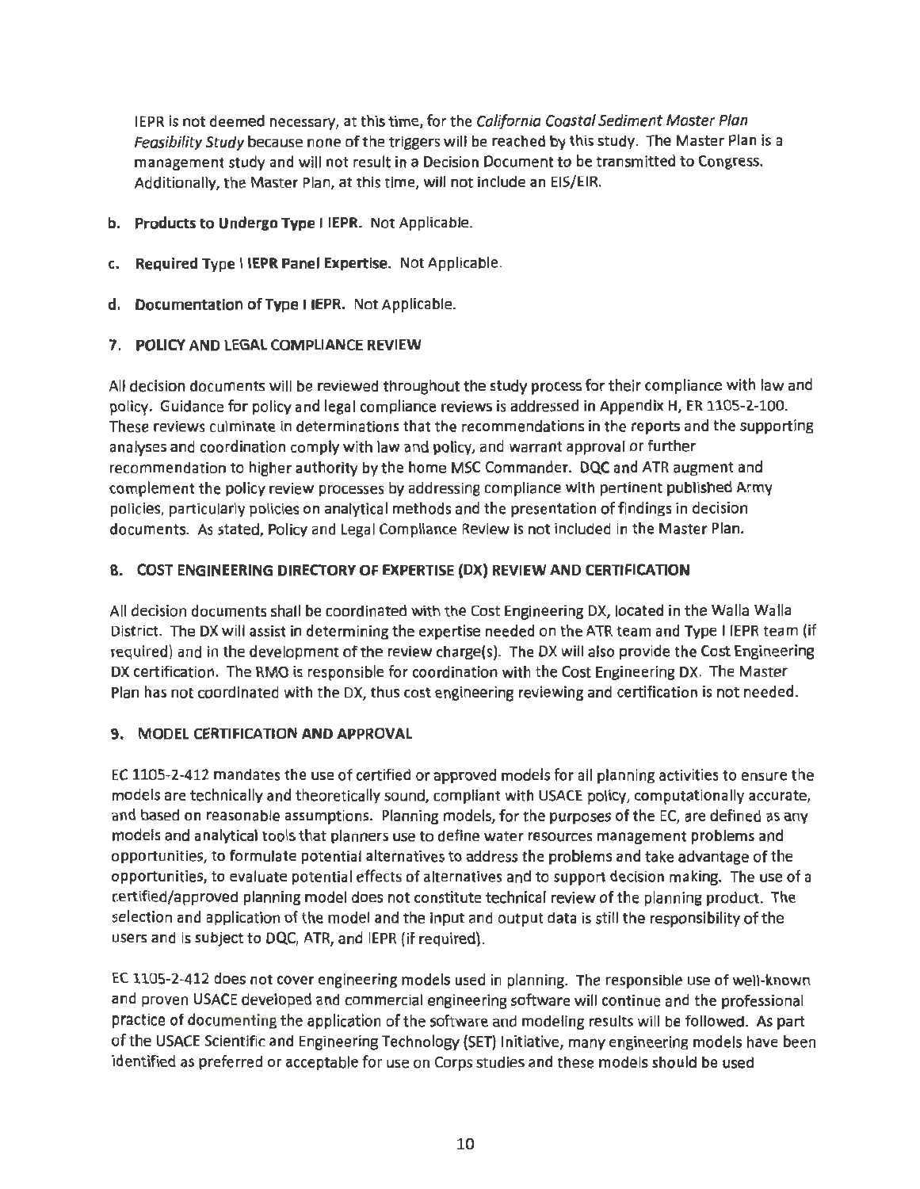IEPR is not deemed necessary, at this time, for the *California Coastal Sediment Master Plan Feasibility Study* because none of the triggers will be reached by this study. The Master Plan is a management study and will not result in a Decision Document to be transmitted to Congress. Additionally, the Master Plan, at this time, will not include an EIS/EIR.

b. **Products to Undergo Type I IEPR.** Not Applicable.

c. **Required Type I IEPR Panel Expertise.** Not Applicable.

d. **Documentation of Type I IEPR.** Not Applicable.

## 7. POLICY AND LEGAL COMPLIANCE REVIEW

All decision documents will be reviewed throughout the study process for their compliance with law and policy. Guidance for policy and legal compliance reviews is addressed in Appendix H, ER 1105-2-100. These reviews culminate in determinations that the recommendations in the reports and the supporting analyses and coordination comply with law and policy, and warrant approval or further recommendation to higher authority by the home MSC Commander. DQC and ATR augment and complement the policy review processes by addressing compliance with pertinent published Army policies, particularly policies on analytical methods and the presentation of findings in decision documents. As stated, Policy and Legal Compliance Review is not included in the Master Plan.

## 8. COST ENGINEERING DIRECTORY OF EXPERTISE (DX) REVIEW AND CERTIFICATION

All decision documents shall be coordinated with the Cost Engineering DX, located in the Walla Walla District. The DX will assist in determining the expertise needed on the ATR team and Type I IEPR team (if required) and in the development of the review charge(s). The DX will also provide the Cost Engineering DX certification. The RMO is responsible for coordination with the Cost Engineering DX. The Master Plan has not coordinated with the DX, thus cost engineering reviewing and certification is not needed.

## 9. MODEL CERTIFICATION AND APPROVAL

EC 1105-2-412 mandates the use of certified or approved models for all planning activities to ensure the models are technically and theoretically sound, compliant with USACE policy, computationally accurate, and based on reasonable assumptions. Planning models, for the purposes of the EC, are defined as any models and analytical tools that planners use to define water resources management problems and opportunities, to formulate potential alternatives to address the problems and take advantage of the opportunities, to evaluate potential effects of alternatives and to support decision making. The use of a certified/approved planning model does not constitute technical review of the planning product. The selection and application of the model and the input and output data is still the responsibility of the users and is subject to DQC, ATR, and IEPR (if required).

EC 1105-2-412 does not cover engineering models used in planning. The responsible use of well-known and proven USACE developed and commercial engineering software will continue and the professional practice of documenting the application of the software and modeling results will be followed. As part of the USACE Scientific and Engineering Technology (SET) Initiative, many engineering models have been identified as preferred or acceptable for use on Corps studies and these models should be used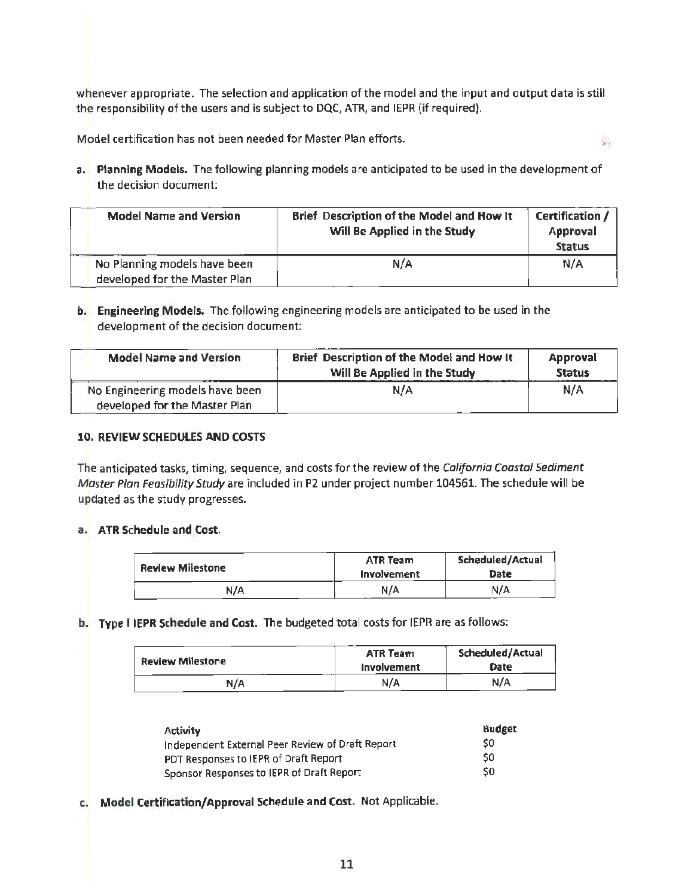whenever appropriate. The selection and application of the model and the input and output data is still the responsibility of the users and is subject to DQC, ATR, and IEPR (if required).

Model certification has not been needed for Master Plan efforts.

a. **Planning Models.** The following planning models are anticipated to be used in the development of the decision document:

| Model Name and Version | Brief Description of the Model and How It Will Be Applied in the Study | Certification / Approval Status |
|---|---|---|
| No Planning models have been developed for the Master Plan | N/A | N/A |

b. **Engineering Models.** The following engineering models are anticipated to be used in the development of the decision document:

| Model Name and Version | Brief Description of the Model and How It Will Be Applied in the Study | Approval Status |
|---|---|---|
| No Engineering models have been developed for the Master Plan | N/A | N/A |

**10. REVIEW SCHEDULES AND COSTS**

The anticipated tasks, timing, sequence, and costs for the review of the *California Coastal Sediment Master Plan Feasibility Study* are included in P2 under project number 104561. The schedule will be updated as the study progresses.

a. **ATR Schedule and Cost.**

| Review Milestone | ATR Team Involvement | Scheduled/Actual Date |
|---|---|---|
| N/A | N/A | N/A |

b. **Type I IEPR Schedule and Cost.** The budgeted total costs for IEPR are as follows:

| Review Milestone | ATR Team Involvement | Scheduled/Actual Date |
|---|---|---|
| N/A | N/A | N/A |

| Activity | Budget |
|---|---|
| Independent External Peer Review of Draft Report | $0 |
| PDT Responses to IEPR of Draft Report | $0 |
| Sponsor Responses to IEPR of Draft Report | $0 |

c. **Model Certification/Approval Schedule and Cost.** Not Applicable.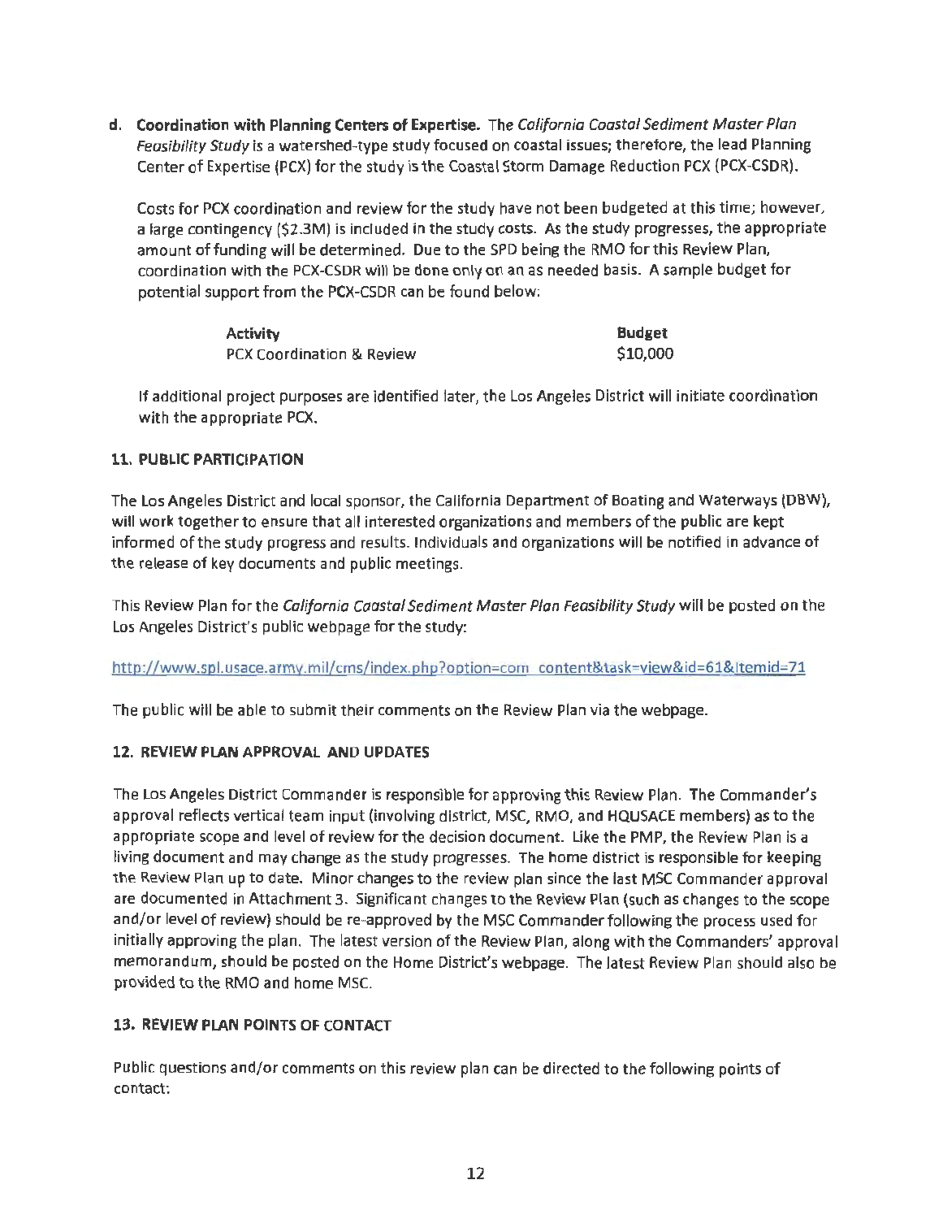**d. Coordination with Planning Centers of Expertise.** The *California Coastal Sediment Master Plan Feasibility Study* is a watershed-type study focused on coastal issues; therefore, the lead Planning Center of Expertise (PCX) for the study is the Coastal Storm Damage Reduction PCX (PCX-CSDR).

Costs for PCX coordination and review for the study have not been budgeted at this time; however, a large contingency ($2.3M) is included in the study costs. As the study progresses, the appropriate amount of funding will be determined. Due to the SPD being the RMO for this Review Plan, coordination with the PCX-CSDR will be done only on an as needed basis. A sample budget for potential support from the PCX-CSDR can be found below:

| Activity | Budget |
|---|---|
| PCX Coordination & Review | $10,000 |

If additional project purposes are identified later, the Los Angeles District will initiate coordination with the appropriate PCX.

## 11. PUBLIC PARTICIPATION

The Los Angeles District and local sponsor, the California Department of Boating and Waterways (DBW), will work together to ensure that all interested organizations and members of the public are kept informed of the study progress and results. Individuals and organizations will be notified in advance of the release of key documents and public meetings.

This Review Plan for the *California Coastal Sediment Master Plan Feasibility Study* will be posted on the Los Angeles District's public webpage for the study:

http://www.spl.usace.army.mil/cms/index.php?option=com_content&task=view&id=61&Itemid=71

The public will be able to submit their comments on the Review Plan via the webpage.

## 12. REVIEW PLAN APPROVAL AND UPDATES

The Los Angeles District Commander is responsible for approving this Review Plan. The Commander's approval reflects vertical team input (involving district, MSC, RMO, and HQUSACE members) as to the appropriate scope and level of review for the decision document. Like the PMP, the Review Plan is a living document and may change as the study progresses. The home district is responsible for keeping the Review Plan up to date. Minor changes to the review plan since the last MSC Commander approval are documented in Attachment 3. Significant changes to the Review Plan (such as changes to the scope and/or level of review) should be re-approved by the MSC Commander following the process used for initially approving the plan. The latest version of the Review Plan, along with the Commanders' approval memorandum, should be posted on the Home District's webpage. The latest Review Plan should also be provided to the RMO and home MSC.

## 13. REVIEW PLAN POINTS OF CONTACT

Public questions and/or comments on this review plan can be directed to the following points of contact: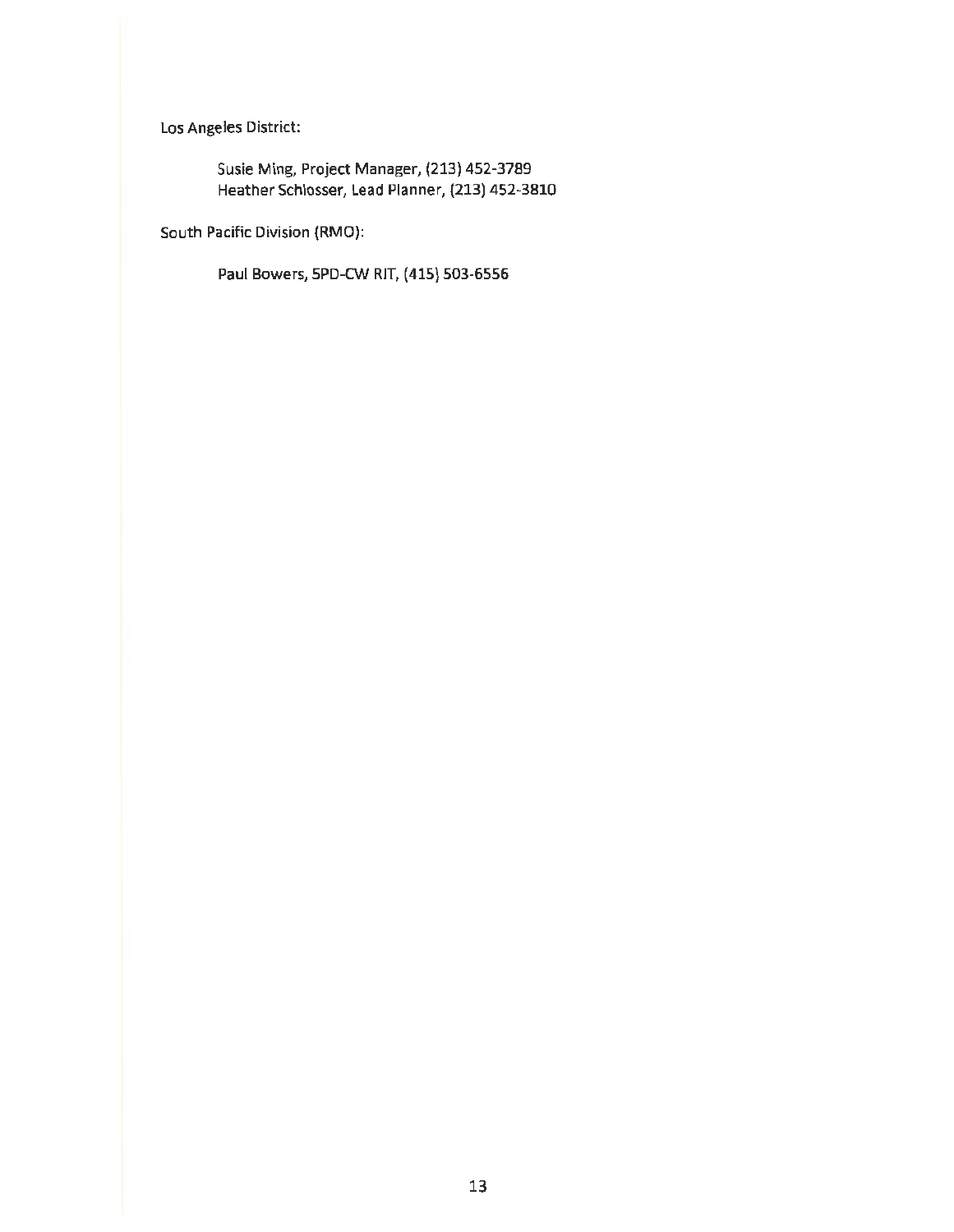Los Angeles District:

Susie Ming, Project Manager, (213) 452-3789
Heather Schlosser, Lead Planner, (213) 452-3810

South Pacific Division (RMO):

Paul Bowers, SPD-CW RIT, (415) 503-6556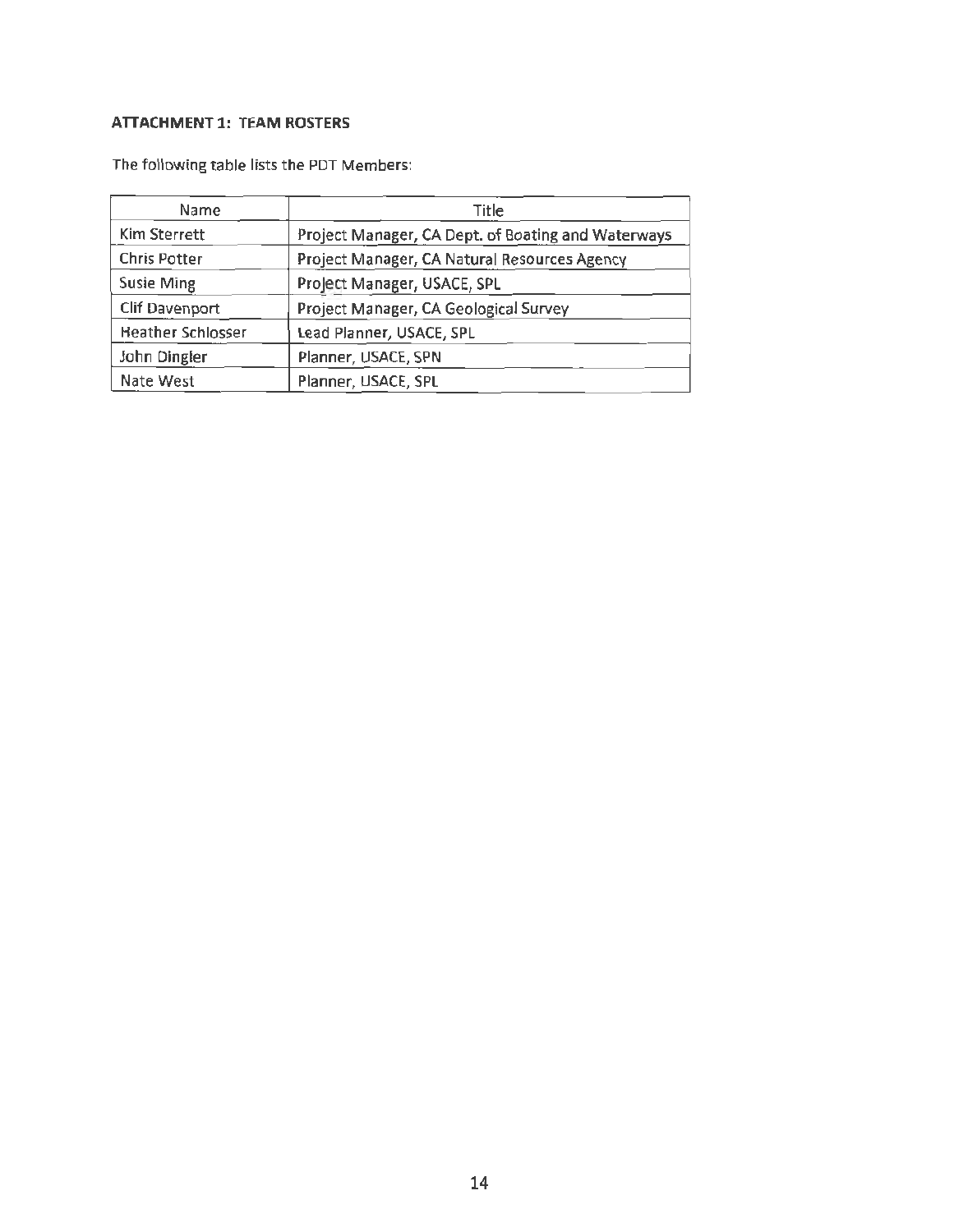**ATTACHMENT 1: TEAM ROSTERS**

The following table lists the PDT Members:

| Name | Title |
|---|---|
| Kim Sterrett | Project Manager, CA Dept. of Boating and Waterways |
| Chris Potter | Project Manager, CA Natural Resources Agency |
| Susie Ming | Project Manager, USACE, SPL |
| Clif Davenport | Project Manager, CA Geological Survey |
| Heather Schlosser | Lead Planner, USACE, SPL |
| John Dingler | Planner, USACE, SPN |
| Nate West | Planner, USACE, SPL |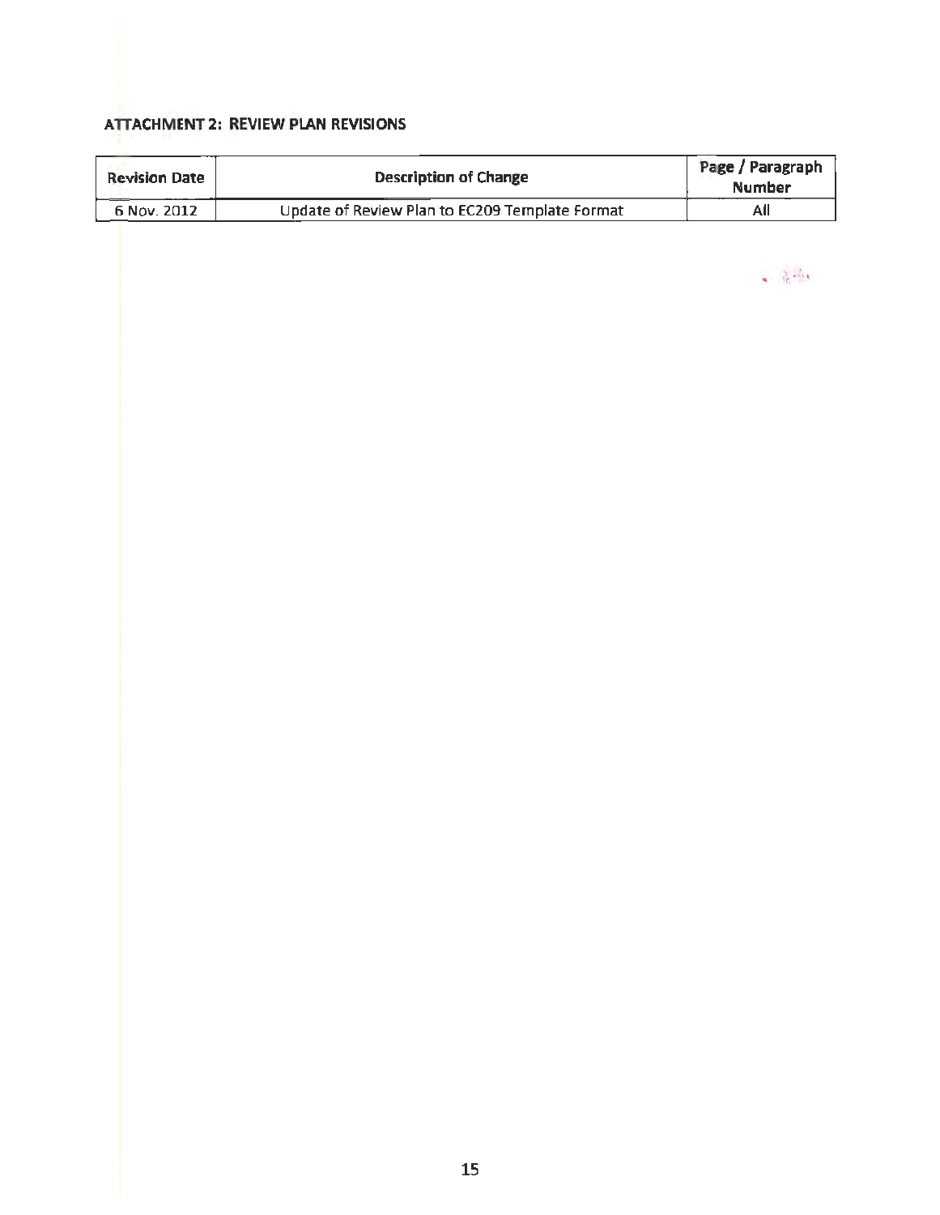## ATTACHMENT 2: REVIEW PLAN REVISIONS

| Revision Date | Description of Change | Page / Paragraph Number |
|---|---|---|
| 6 Nov. 2012 | Update of Review Plan to EC209 Template Format | All |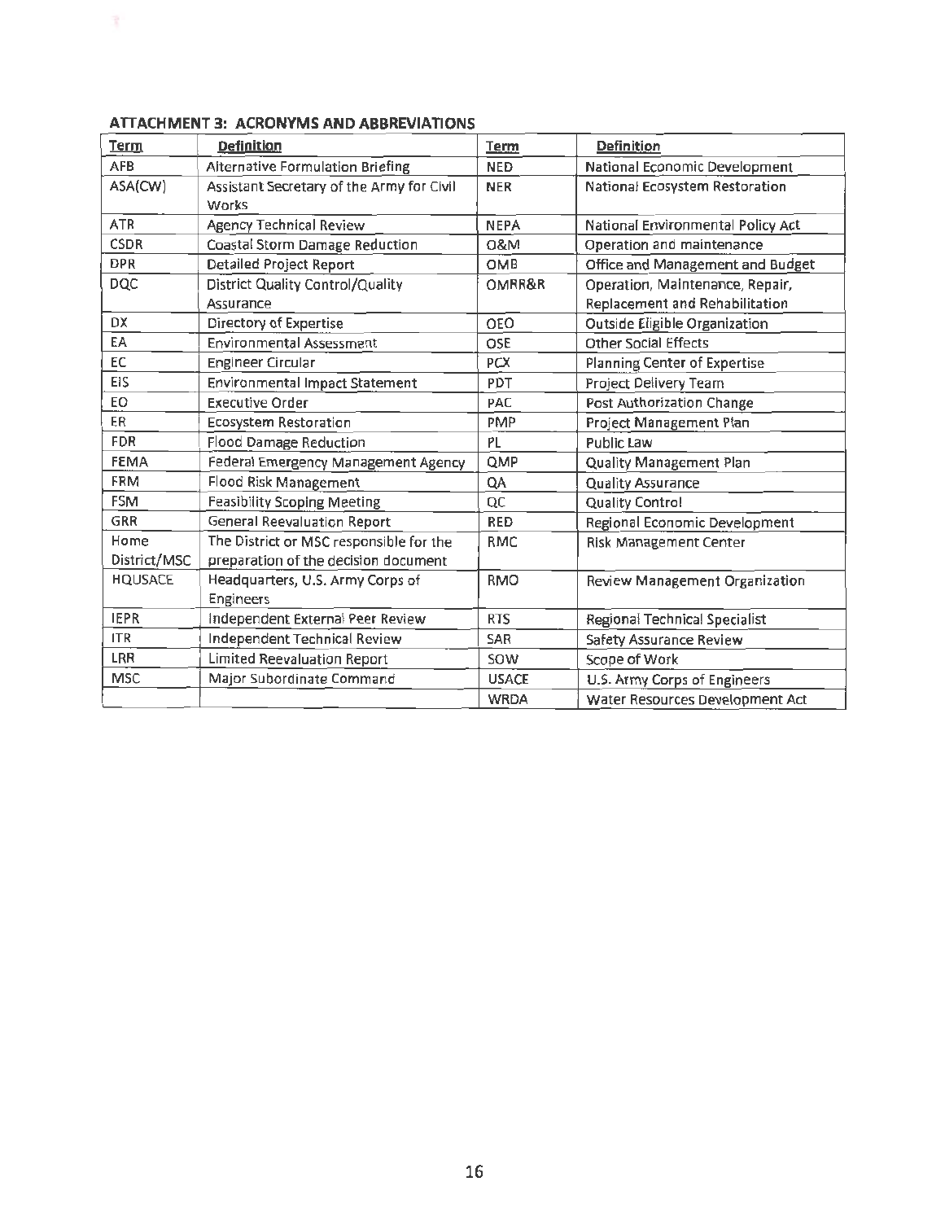**ATTACHMENT 3: ACRONYMS AND ABBREVIATIONS**

| Term | Definition | Term | Definition |
|---|---|---|---|
| AFB | Alternative Formulation Briefing | NED | National Economic Development |
| ASA(CW) | Assistant Secretary of the Army for Civil Works | NER | National Ecosystem Restoration |
| ATR | Agency Technical Review | NEPA | National Environmental Policy Act |
| CSDR | Coastal Storm Damage Reduction | O&M | Operation and maintenance |
| DPR | Detailed Project Report | OMB | Office and Management and Budget |
| DQC | District Quality Control/Quality Assurance | OMRR&R | Operation, Maintenance, Repair, Replacement and Rehabilitation |
| DX | Directory of Expertise | OEO | Outside Eligible Organization |
| EA | Environmental Assessment | OSE | Other Social Effects |
| EC | Engineer Circular | PCX | Planning Center of Expertise |
| EIS | Environmental Impact Statement | PDT | Project Delivery Team |
| EO | Executive Order | PAC | Post Authorization Change |
| ER | Ecosystem Restoration | PMP | Project Management Plan |
| FDR | Flood Damage Reduction | PL | Public Law |
| FEMA | Federal Emergency Management Agency | QMP | Quality Management Plan |
| FRM | Flood Risk Management | QA | Quality Assurance |
| FSM | Feasibility Scoping Meeting | QC | Quality Control |
| GRR | General Reevaluation Report | RED | Regional Economic Development |
| Home District/MSC | The District or MSC responsible for the preparation of the decision document | RMC | Risk Management Center |
| HQUSACE | Headquarters, U.S. Army Corps of Engineers | RMO | Review Management Organization |
| IEPR | Independent External Peer Review | RTS | Regional Technical Specialist |
| ITR | Independent Technical Review | SAR | Safety Assurance Review |
| LRR | Limited Reevaluation Report | SOW | Scope of Work |
| MSC | Major Subordinate Command | USACE | U.S. Army Corps of Engineers |
| | | WRDA | Water Resources Development Act |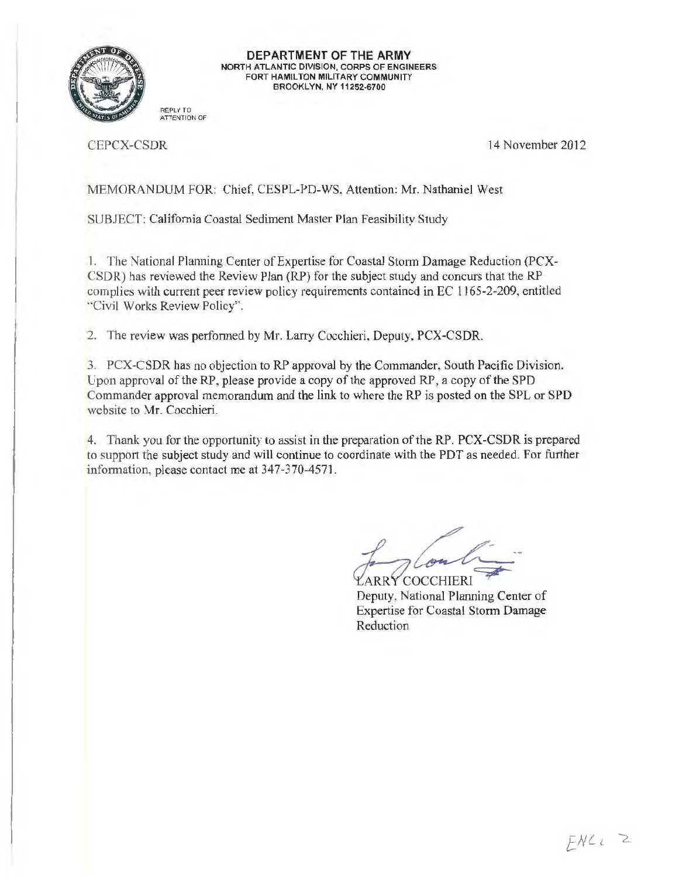**DEPARTMENT OF THE ARMY**
NORTH ATLANTIC DIVISION, CORPS OF ENGINEERS
FORT HAMILTON MILITARY COMMUNITY
BROOKLYN, NY 11252-6700

REPLY TO
ATTENTION OF

CEPCX-CSDR

14 November 2012

MEMORANDUM FOR: Chief, CESPL-PD-WS, Attention: Mr. Nathaniel West

SUBJECT: California Coastal Sediment Master Plan Feasibility Study

1. The National Planning Center of Expertise for Coastal Storm Damage Reduction (PCX-CSDR) has reviewed the Review Plan (RP) for the subject study and concurs that the RP complies with current peer review policy requirements contained in EC 1165-2-209, entitled "Civil Works Review Policy".

2. The review was performed by Mr. Larry Cocchieri, Deputy, PCX-CSDR.

3. PCX-CSDR has no objection to RP approval by the Commander, South Pacific Division. Upon approval of the RP, please provide a copy of the approved RP, a copy of the SPD Commander approval memorandum and the link to where the RP is posted on the SPL or SPD website to Mr. Cocchieri.

4. Thank you for the opportunity to assist in the preparation of the RP. PCX-CSDR is prepared to support the subject study and will continue to coordinate with the PDT as needed. For further information, please contact me at 347-370-4571.

LARRY COCCHIERI
Deputy, National Planning Center of Expertise for Coastal Storm Damage Reduction

ENCL 2